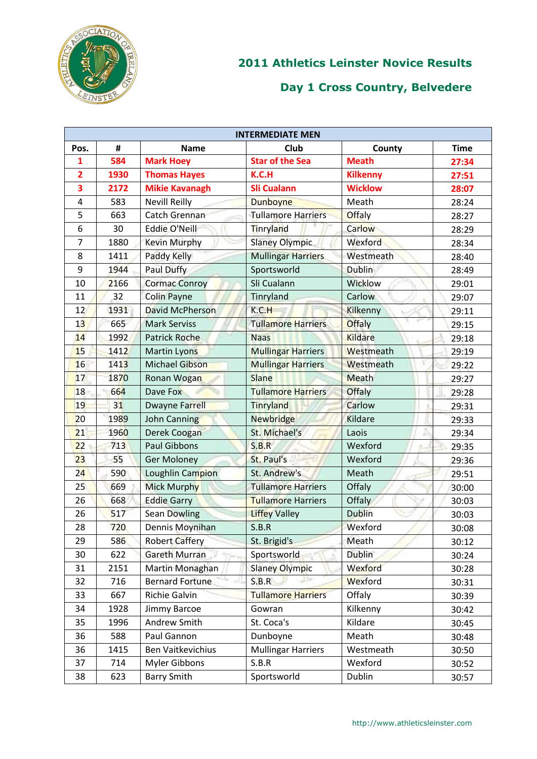# 2011 Athletics Leinster Novice Results

## Day 1 Cross Country, Belvedere

| INTERMEDIATE MEN | | | | | |
|---|---|---|---|---|---|
| **Pos.** | **#** | **Name** | **Club** | **County** | **Time** |
| **1** | **584** | **Mark Hoey** | **Star of the Sea** | **Meath** | **27:34** |
| **2** | **1930** | **Thomas Hayes** | **K.C.H** | **Kilkenny** | **27:51** |
| **3** | **2172** | **Mikie Kavanagh** | **Sli Cualann** | **Wicklow** | **28:07** |
| 4 | 583 | Nevill Reilly | Dunboyne | Meath | 28:24 |
| 5 | 663 | Catch Grennan | Tullamore Harriers | Offaly | 28:27 |
| 6 | 30 | Eddie O'Neill | Tinryland | Carlow | 28:29 |
| 7 | 1880 | Kevin Murphy | Slaney Olympic | Wexford | 28:34 |
| 8 | 1411 | Paddy Kelly | Mullingar Harriers | Westmeath | 28:40 |
| 9 | 1944 | Paul Duffy | Sportsworld | Dublin | 28:49 |
| 10 | 2166 | Cormac Conroy | Sli Cualann | Wicklow | 29:01 |
| 11 | 32 | Colin Payne | Tinryland | Carlow | 29:07 |
| 12 | 1931 | David McPherson | K.C.H | Kilkenny | 29:11 |
| 13 | 665 | Mark Serviss | Tullamore Harriers | Offaly | 29:15 |
| 14 | 1992 | Patrick Roche | Naas | Kildare | 29:18 |
| 15 | 1412 | Martin Lyons | Mullingar Harriers | Westmeath | 29:19 |
| 16 | 1413 | Michael Gibson | Mullingar Harriers | Westmeath | 29:22 |
| 17 | 1870 | Ronan Wogan | Slane | Meath | 29:27 |
| 18 | 664 | Dave Fox | Tullamore Harriers | Offaly | 29:28 |
| 19 | 31 | Dwayne Farrell | Tinryland | Carlow | 29:31 |
| 20 | 1989 | John Canning | Newbridge | Kildare | 29:33 |
| 21 | 1960 | Derek Coogan | St. Michael's | Laois | 29:34 |
| 22 | 713 | Paul Gibbons | S.B.R | Wexford | 29:35 |
| 23 | 55 | Ger Moloney | St. Paul's | Wexford | 29:36 |
| 24 | 590 | Loughlin Campion | St. Andrew's | Meath | 29:51 |
| 25 | 669 | Mick Murphy | Tullamore Harriers | Offaly | 30:00 |
| 26 | 668 | Eddie Garry | Tullamore Harriers | Offaly | 30:03 |
| 26 | 517 | Sean Dowling | Liffey Valley | Dublin | 30:03 |
| 28 | 720 | Dennis Moynihan | S.B.R | Wexford | 30:08 |
| 29 | 586 | Robert Caffery | St. Brigid's | Meath | 30:12 |
| 30 | 622 | Gareth Murran | Sportsworld | Dublin | 30:24 |
| 31 | 2151 | Martin Monaghan | Slaney Olympic | Wexford | 30:28 |
| 32 | 716 | Bernard Fortune | S.B.R | Wexford | 30:31 |
| 33 | 667 | Richie Galvin | Tullamore Harriers | Offaly | 30:39 |
| 34 | 1928 | Jimmy Barcoe | Gowran | Kilkenny | 30:42 |
| 35 | 1996 | Andrew Smith | St. Coca's | Kildare | 30:45 |
| 36 | 588 | Paul Gannon | Dunboyne | Meath | 30:48 |
| 36 | 1415 | Ben Vaitkevichius | Mullingar Harriers | Westmeath | 30:50 |
| 37 | 714 | Myler Gibbons | S.B.R | Wexford | 30:52 |
| 38 | 623 | Barry Smith | Sportsworld | Dublin | 30:57 |

http://www.athleticsleinster.com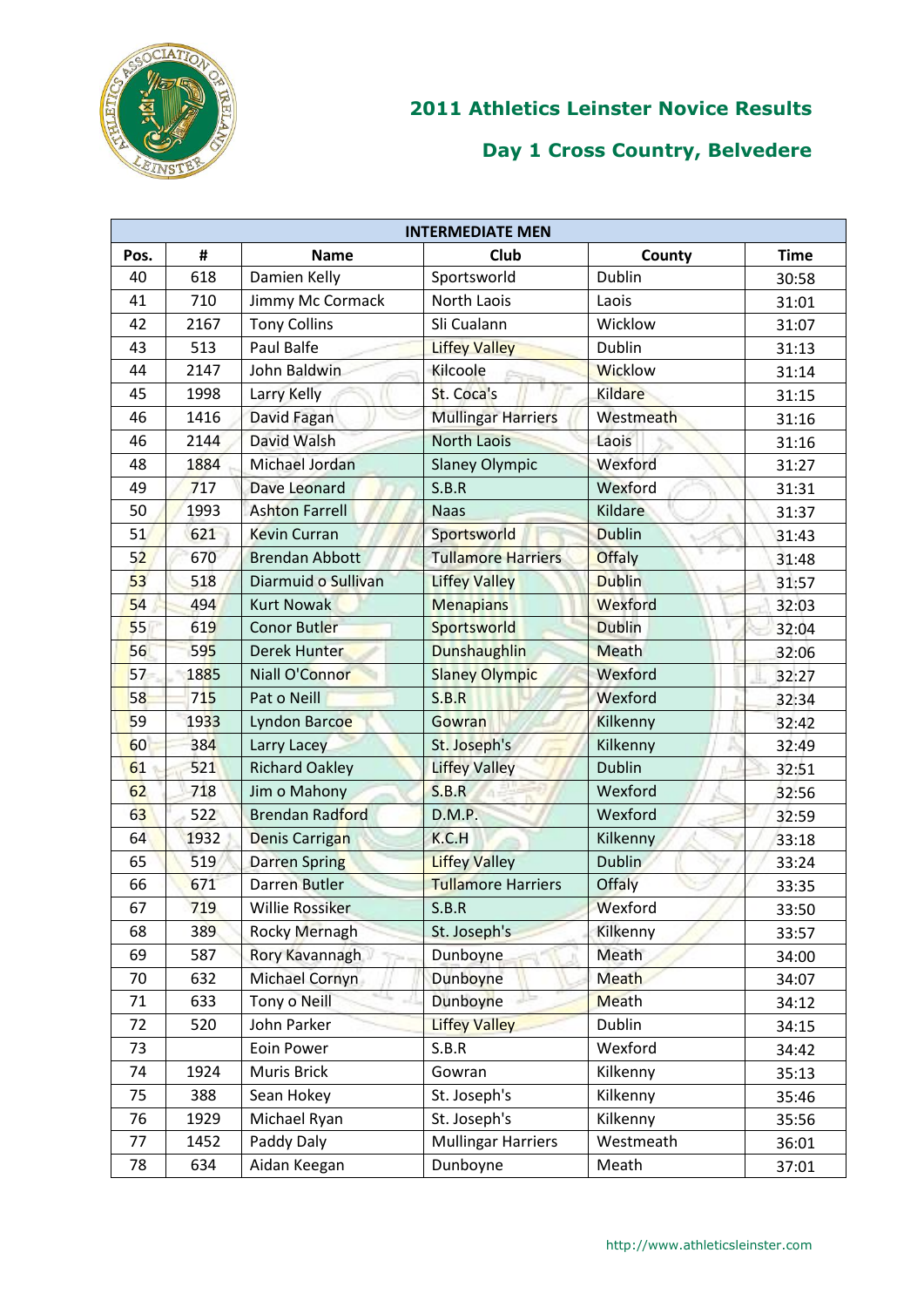# 2011 Athletics Leinster Novice Results

## Day 1 Cross Country, Belvedere

| INTERMEDIATE MEN | | | | | |
|---|---|---|---|---|---|
| Pos. | # | Name | Club | County | Time |
| 40 | 618 | Damien Kelly | Sportsworld | Dublin | 30:58 |
| 41 | 710 | Jimmy Mc Cormack | North Laois | Laois | 31:01 |
| 42 | 2167 | Tony Collins | Sli Cualann | Wicklow | 31:07 |
| 43 | 513 | Paul Balfe | Liffey Valley | Dublin | 31:13 |
| 44 | 2147 | John Baldwin | Kilcoole | Wicklow | 31:14 |
| 45 | 1998 | Larry Kelly | St. Coca's | Kildare | 31:15 |
| 46 | 1416 | David Fagan | Mullingar Harriers | Westmeath | 31:16 |
| 46 | 2144 | David Walsh | North Laois | Laois | 31:16 |
| 48 | 1884 | Michael Jordan | Slaney Olympic | Wexford | 31:27 |
| 49 | 717 | Dave Leonard | S.B.R | Wexford | 31:31 |
| 50 | 1993 | Ashton Farrell | Naas | Kildare | 31:37 |
| 51 | 621 | Kevin Curran | Sportsworld | Dublin | 31:43 |
| 52 | 670 | Brendan Abbott | Tullamore Harriers | Offaly | 31:48 |
| 53 | 518 | Diarmuid o Sullivan | Liffey Valley | Dublin | 31:57 |
| 54 | 494 | Kurt Nowak | Menapians | Wexford | 32:03 |
| 55 | 619 | Conor Butler | Sportsworld | Dublin | 32:04 |
| 56 | 595 | Derek Hunter | Dunshaughlin | Meath | 32:06 |
| 57 | 1885 | Niall O'Connor | Slaney Olympic | Wexford | 32:27 |
| 58 | 715 | Pat o Neill | S.B.R | Wexford | 32:34 |
| 59 | 1933 | Lyndon Barcoe | Gowran | Kilkenny | 32:42 |
| 60 | 384 | Larry Lacey | St. Joseph's | Kilkenny | 32:49 |
| 61 | 521 | Richard Oakley | Liffey Valley | Dublin | 32:51 |
| 62 | 718 | Jim o Mahony | S.B.R | Wexford | 32:56 |
| 63 | 522 | Brendan Radford | D.M.P. | Wexford | 32:59 |
| 64 | 1932 | Denis Carrigan | K.C.H | Kilkenny | 33:18 |
| 65 | 519 | Darren Spring | Liffey Valley | Dublin | 33:24 |
| 66 | 671 | Darren Butler | Tullamore Harriers | Offaly | 33:35 |
| 67 | 719 | Willie Rossiker | S.B.R | Wexford | 33:50 |
| 68 | 389 | Rocky Mernagh | St. Joseph's | Kilkenny | 33:57 |
| 69 | 587 | Rory Kavannagh | Dunboyne | Meath | 34:00 |
| 70 | 632 | Michael Cornyn | Dunboyne | Meath | 34:07 |
| 71 | 633 | Tony o Neill | Dunboyne | Meath | 34:12 |
| 72 | 520 | John Parker | Liffey Valley | Dublin | 34:15 |
| 73 | | Eoin Power | S.B.R | Wexford | 34:42 |
| 74 | 1924 | Muris Brick | Gowran | Kilkenny | 35:13 |
| 75 | 388 | Sean Hokey | St. Joseph's | Kilkenny | 35:46 |
| 76 | 1929 | Michael Ryan | St. Joseph's | Kilkenny | 35:56 |
| 77 | 1452 | Paddy Daly | Mullingar Harriers | Westmeath | 36:01 |
| 78 | 634 | Aidan Keegan | Dunboyne | Meath | 37:01 |

http://www.athleticsleinster.com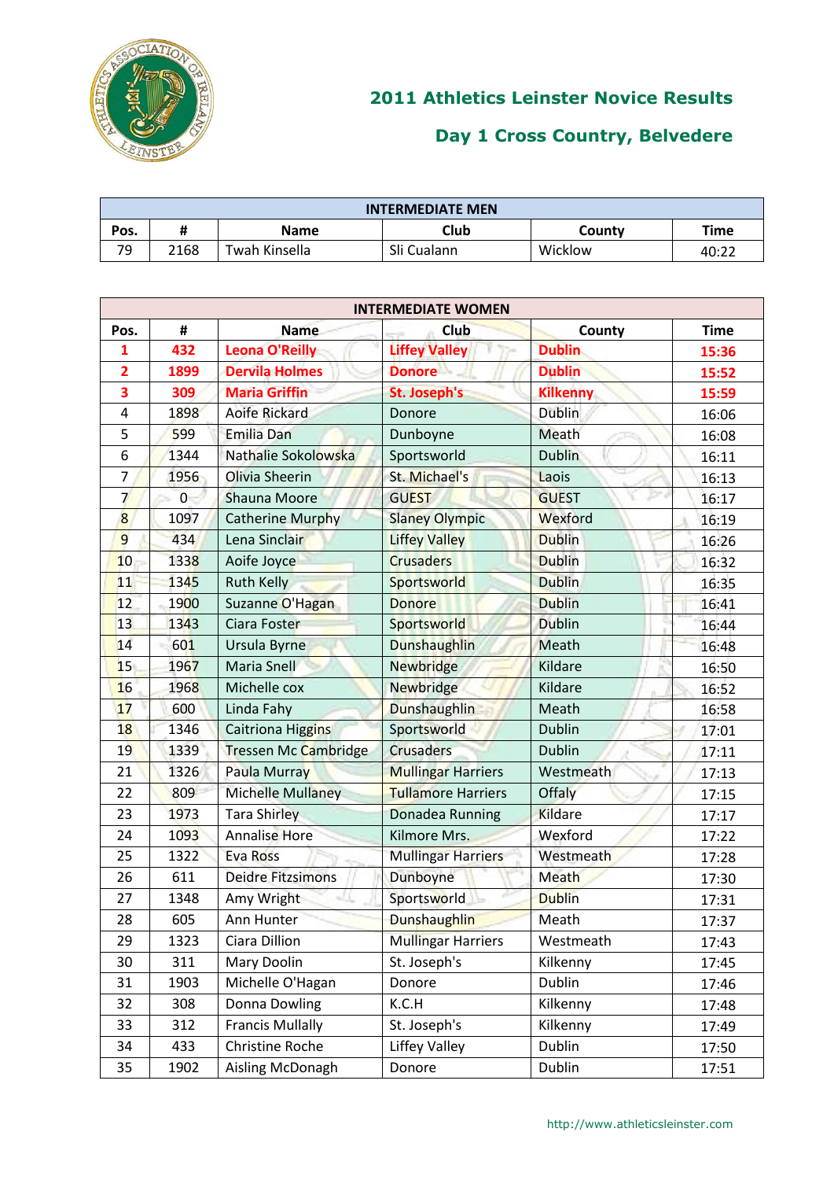## 2011 Athletics Leinster Novice Results

## Day 1 Cross Country, Belvedere

| INTERMEDIATE MEN | | | | | |
|---|---|---|---|---|---|
| Pos. | # | Name | Club | County | Time |
| 79 | 2168 | Twah Kinsella | Sli Cualann | Wicklow | 40:22 |

| INTERMEDIATE WOMEN | | | | | |
|---|---|---|---|---|---|
| Pos. | # | Name | Club | County | Time |
| 1 | 432 | Leona O'Reilly | Liffey Valley | Dublin | 15:36 |
| 2 | 1899 | Dervila Holmes | Donore | Dublin | 15:52 |
| 3 | 309 | Maria Griffin | St. Joseph's | Kilkenny | 15:59 |
| 4 | 1898 | Aoife Rickard | Donore | Dublin | 16:06 |
| 5 | 599 | Emilia Dan | Dunboyne | Meath | 16:08 |
| 6 | 1344 | Nathalie Sokolowska | Sportsworld | Dublin | 16:11 |
| 7 | 1956 | Olivia Sheerin | St. Michael's | Laois | 16:13 |
| 7 | 0 | Shauna Moore | GUEST | GUEST | 16:17 |
| 8 | 1097 | Catherine Murphy | Slaney Olympic | Wexford | 16:19 |
| 9 | 434 | Lena Sinclair | Liffey Valley | Dublin | 16:26 |
| 10 | 1338 | Aoife Joyce | Crusaders | Dublin | 16:32 |
| 11 | 1345 | Ruth Kelly | Sportsworld | Dublin | 16:35 |
| 12 | 1900 | Suzanne O'Hagan | Donore | Dublin | 16:41 |
| 13 | 1343 | Ciara Foster | Sportsworld | Dublin | 16:44 |
| 14 | 601 | Ursula Byrne | Dunshaughlin | Meath | 16:48 |
| 15 | 1967 | Maria Snell | Newbridge | Kildare | 16:50 |
| 16 | 1968 | Michelle cox | Newbridge | Kildare | 16:52 |
| 17 | 600 | Linda Fahy | Dunshaughlin | Meath | 16:58 |
| 18 | 1346 | Caitriona Higgins | Sportsworld | Dublin | 17:01 |
| 19 | 1339 | Tressen Mc Cambridge | Crusaders | Dublin | 17:11 |
| 21 | 1326 | Paula Murray | Mullingar Harriers | Westmeath | 17:13 |
| 22 | 809 | Michelle Mullaney | Tullamore Harriers | Offaly | 17:15 |
| 23 | 1973 | Tara Shirley | Donadea Running | Kildare | 17:17 |
| 24 | 1093 | Annalise Hore | Kilmore Mrs. | Wexford | 17:22 |
| 25 | 1322 | Eva Ross | Mullingar Harriers | Westmeath | 17:28 |
| 26 | 611 | Deidre Fitzsimons | Dunboyne | Meath | 17:30 |
| 27 | 1348 | Amy Wright | Sportsworld | Dublin | 17:31 |
| 28 | 605 | Ann Hunter | Dunshaughlin | Meath | 17:37 |
| 29 | 1323 | Ciara Dillion | Mullingar Harriers | Westmeath | 17:43 |
| 30 | 311 | Mary Doolin | St. Joseph's | Kilkenny | 17:45 |
| 31 | 1903 | Michelle O'Hagan | Donore | Dublin | 17:46 |
| 32 | 308 | Donna Dowling | K.C.H | Kilkenny | 17:48 |
| 33 | 312 | Francis Mullally | St. Joseph's | Kilkenny | 17:49 |
| 34 | 433 | Christine Roche | Liffey Valley | Dublin | 17:50 |
| 35 | 1902 | Aisling McDonagh | Donore | Dublin | 17:51 |

http://www.athleticsleinster.com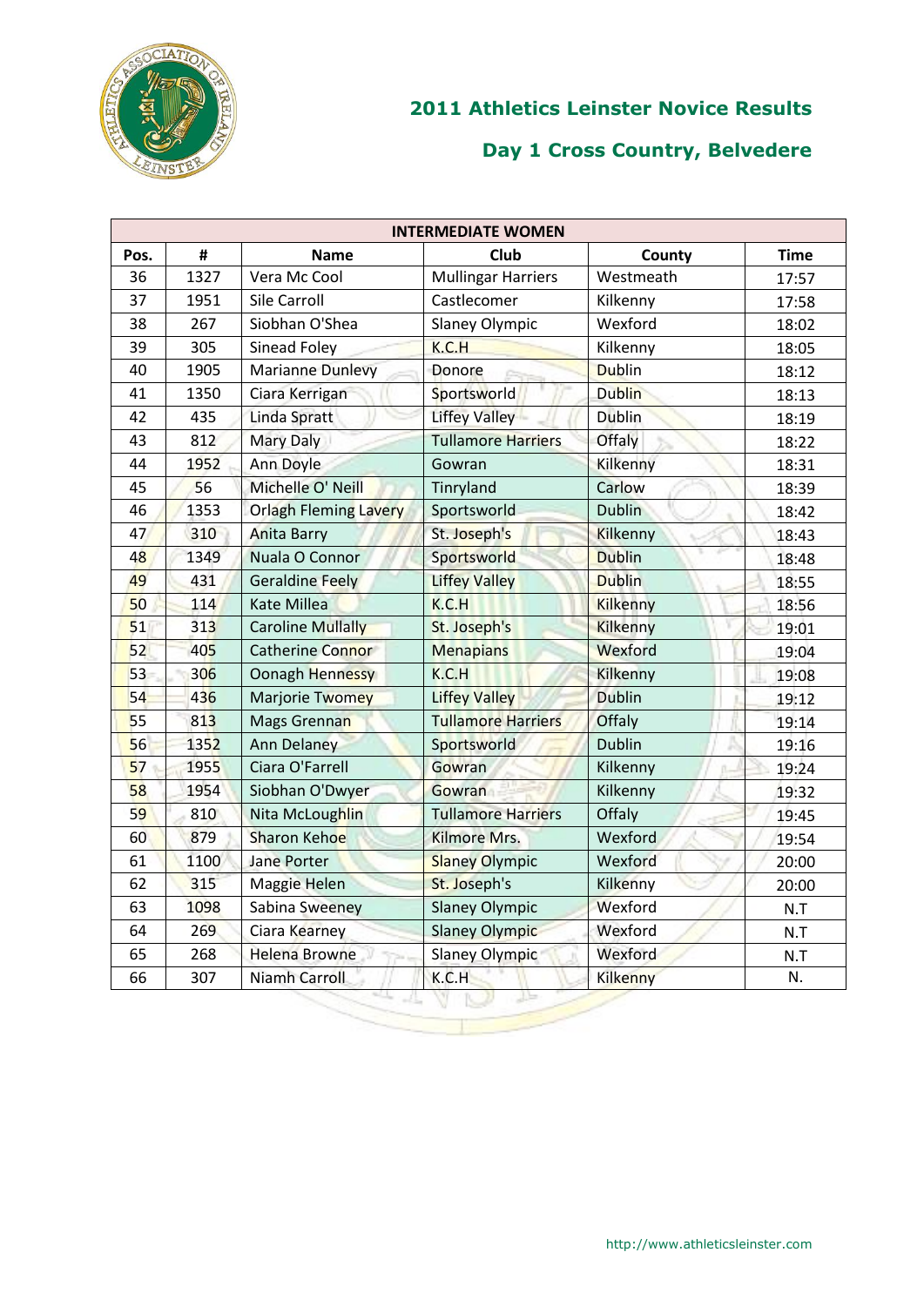## 2011 Athletics Leinster Novice Results

## Day 1 Cross Country, Belvedere

| INTERMEDIATE WOMEN | | | | | |
|---|---|---|---|---|---|
| Pos. | # | Name | Club | County | Time |
| 36 | 1327 | Vera Mc Cool | Mullingar Harriers | Westmeath | 17:57 |
| 37 | 1951 | Sile Carroll | Castlecomer | Kilkenny | 17:58 |
| 38 | 267 | Siobhan O'Shea | Slaney Olympic | Wexford | 18:02 |
| 39 | 305 | Sinead Foley | K.C.H | Kilkenny | 18:05 |
| 40 | 1905 | Marianne Dunlevy | Donore | Dublin | 18:12 |
| 41 | 1350 | Ciara Kerrigan | Sportsworld | Dublin | 18:13 |
| 42 | 435 | Linda Spratt | Liffey Valley | Dublin | 18:19 |
| 43 | 812 | Mary Daly | Tullamore Harriers | Offaly | 18:22 |
| 44 | 1952 | Ann Doyle | Gowran | Kilkenny | 18:31 |
| 45 | 56 | Michelle O' Neill | Tinryland | Carlow | 18:39 |
| 46 | 1353 | Orlagh Fleming Lavery | Sportsworld | Dublin | 18:42 |
| 47 | 310 | Anita Barry | St. Joseph's | Kilkenny | 18:43 |
| 48 | 1349 | Nuala O Connor | Sportsworld | Dublin | 18:48 |
| 49 | 431 | Geraldine Feely | Liffey Valley | Dublin | 18:55 |
| 50 | 114 | Kate Millea | K.C.H | Kilkenny | 18:56 |
| 51 | 313 | Caroline Mullally | St. Joseph's | Kilkenny | 19:01 |
| 52 | 405 | Catherine Connor | Menapians | Wexford | 19:04 |
| 53 | 306 | Oonagh Hennessy | K.C.H | Kilkenny | 19:08 |
| 54 | 436 | Marjorie Twomey | Liffey Valley | Dublin | 19:12 |
| 55 | 813 | Mags Grennan | Tullamore Harriers | Offaly | 19:14 |
| 56 | 1352 | Ann Delaney | Sportsworld | Dublin | 19:16 |
| 57 | 1955 | Ciara O'Farrell | Gowran | Kilkenny | 19:24 |
| 58 | 1954 | Siobhan O'Dwyer | Gowran | Kilkenny | 19:32 |
| 59 | 810 | Nita McLoughlin | Tullamore Harriers | Offaly | 19:45 |
| 60 | 879 | Sharon Kehoe | Kilmore Mrs. | Wexford | 19:54 |
| 61 | 1100 | Jane Porter | Slaney Olympic | Wexford | 20:00 |
| 62 | 315 | Maggie Helen | St. Joseph's | Kilkenny | 20:00 |
| 63 | 1098 | Sabina Sweeney | Slaney Olympic | Wexford | N.T |
| 64 | 269 | Ciara Kearney | Slaney Olympic | Wexford | N.T |
| 65 | 268 | Helena Browne | Slaney Olympic | Wexford | N.T |
| 66 | 307 | Niamh Carroll | K.C.H | Kilkenny | N. |

http://www.athleticsleinster.com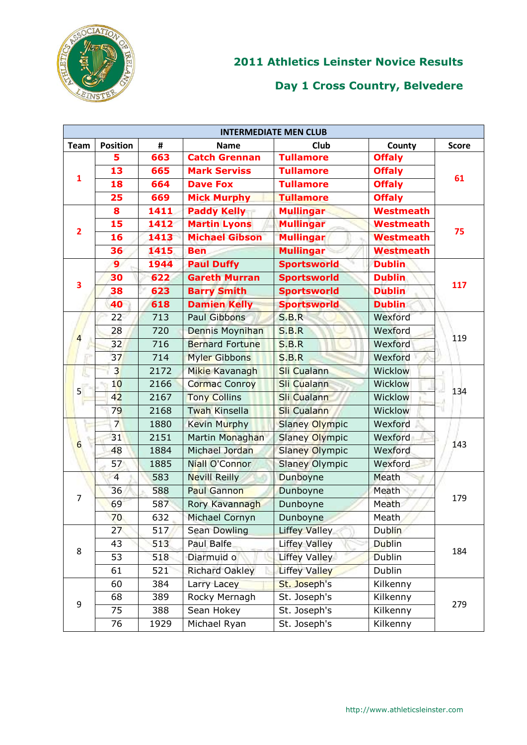# 2011 Athletics Leinster Novice Results

## Day 1 Cross Country, Belvedere

| INTERMEDIATE MEN CLUB | | | | | | |
|---|---|---|---|---|---|---|
| Team | Position | # | Name | Club | County | Score |
| 1 | **5** | **663** | **Catch Grennan** | **Tullamore** | **Offaly** | **61** |
| | **13** | **665** | **Mark Serviss** | **Tullamore** | **Offaly** | |
| | **18** | **664** | **Dave Fox** | **Tullamore** | **Offaly** | |
| | **25** | **669** | **Mick Murphy** | **Tullamore** | **Offaly** | |
| 2 | **8** | **1411** | **Paddy Kelly** | **Mullingar** | **Westmeath** | **75** |
| | **15** | **1412** | **Martin Lyons** | **Mullingar** | **Westmeath** | |
| | **16** | **1413** | **Michael Gibson** | **Mullingar** | **Westmeath** | |
| | **36** | **1415** | **Ben** | **Mullingar** | **Westmeath** | |
| 3 | **9** | **1944** | **Paul Duffy** | **Sportsworld** | **Dublin** | **117** |
| | **30** | **622** | **Gareth Murran** | **Sportsworld** | **Dublin** | |
| | **38** | **623** | **Barry Smith** | **Sportsworld** | **Dublin** | |
| | **40** | **618** | **Damien Kelly** | **Sportsworld** | **Dublin** | |
| 4 | 22 | 713 | Paul Gibbons | S.B.R | Wexford | 119 |
| | 28 | 720 | Dennis Moynihan | S.B.R | Wexford | |
| | 32 | 716 | Bernard Fortune | S.B.R | Wexford | |
| | 37 | 714 | Myler Gibbons | S.B.R | Wexford | |
| 5 | 3 | 2172 | Mikie Kavanagh | Sli Cualann | Wicklow | 134 |
| | 10 | 2166 | Cormac Conroy | Sli Cualann | Wicklow | |
| | 42 | 2167 | Tony Collins | Sli Cualann | Wicklow | |
| | 79 | 2168 | Twah Kinsella | Sli Cualann | Wicklow | |
| 6 | 7 | 1880 | Kevin Murphy | Slaney Olympic | Wexford | 143 |
| | 31 | 2151 | Martin Monaghan | Slaney Olympic | Wexford | |
| | 48 | 1884 | Michael Jordan | Slaney Olympic | Wexford | |
| | 57 | 1885 | Niall O'Connor | Slaney Olympic | Wexford | |
| 7 | 4 | 583 | Nevill Reilly | Dunboyne | Meath | 179 |
| | 36 | 588 | Paul Gannon | Dunboyne | Meath | |
| | 69 | 587 | Rory Kavannagh | Dunboyne | Meath | |
| | 70 | 632 | Michael Cornyn | Dunboyne | Meath | |
| 8 | 27 | 517 | Sean Dowling | Liffey Valley | Dublin | 184 |
| | 43 | 513 | Paul Balfe | Liffey Valley | Dublin | |
| | 53 | 518 | Diarmuid o | Liffey Valley | Dublin | |
| | 61 | 521 | Richard Oakley | Liffey Valley | Dublin | |
| 9 | 60 | 384 | Larry Lacey | St. Joseph's | Kilkenny | 279 |
| | 68 | 389 | Rocky Mernagh | St. Joseph's | Kilkenny | |
| | 75 | 388 | Sean Hokey | St. Joseph's | Kilkenny | |
| | 76 | 1929 | Michael Ryan | St. Joseph's | Kilkenny | |

http://www.athleticsleinster.com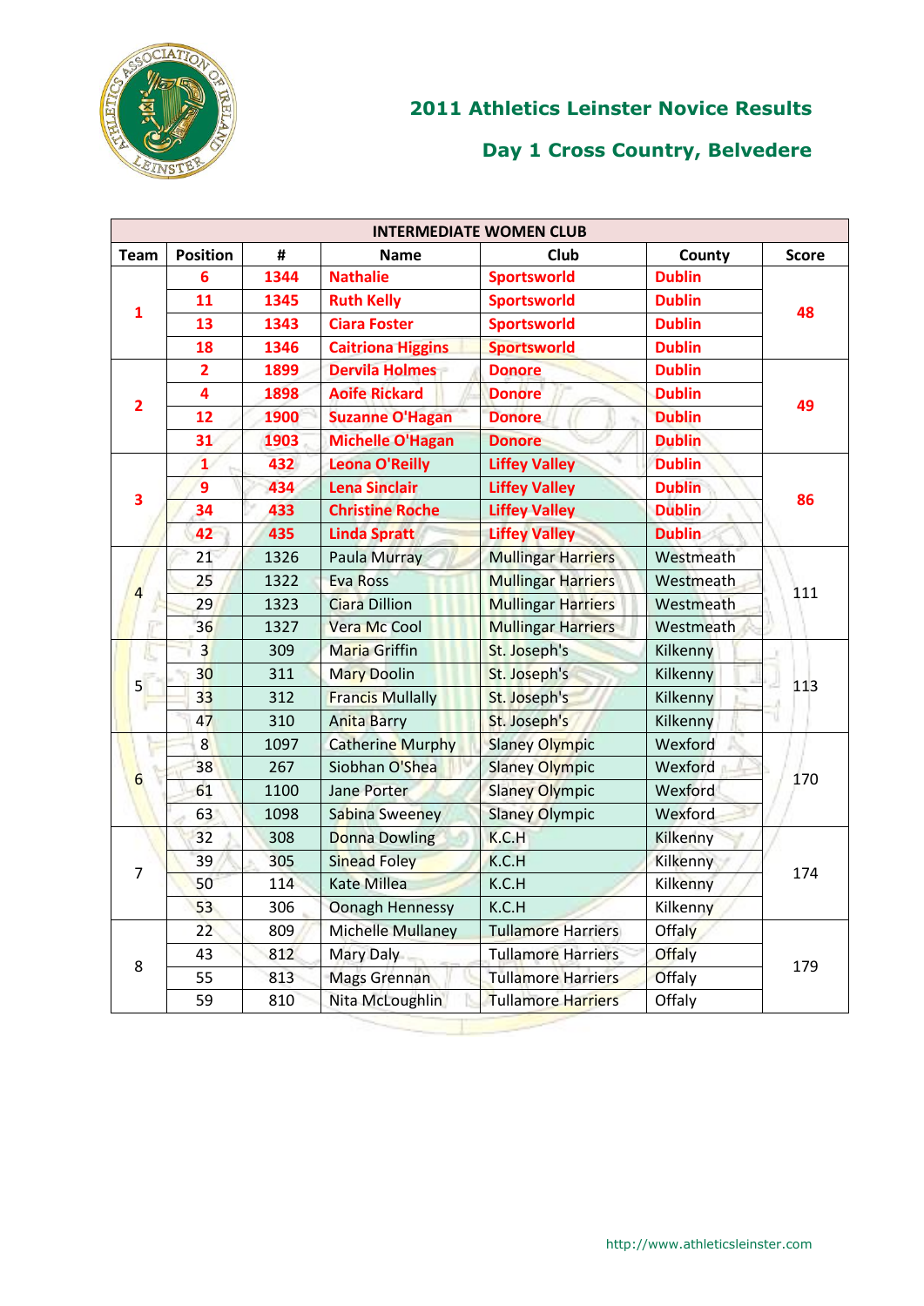## 2011 Athletics Leinster Novice Results

## Day 1 Cross Country, Belvedere

| INTERMEDIATE WOMEN CLUB | | | | | | |
|---|---|---|---|---|---|---|
| **Team** | **Position** | **#** | **Name** | **Club** | **County** | **Score** |
| **1** | **6** | **1344** | **Nathalie** | **Sportsworld** | **Dublin** | **48** |
| | **11** | **1345** | **Ruth Kelly** | **Sportsworld** | **Dublin** | |
| | **13** | **1343** | **Ciara Foster** | **Sportsworld** | **Dublin** | |
| | **18** | **1346** | **Caitriona Higgins** | **Sportsworld** | **Dublin** | |
| **2** | **2** | **1899** | **Dervila Holmes** | **Donore** | **Dublin** | **49** |
| | **4** | **1898** | **Aoife Rickard** | **Donore** | **Dublin** | |
| | **12** | **1900** | **Suzanne O'Hagan** | **Donore** | **Dublin** | |
| | **31** | **1903** | **Michelle O'Hagan** | **Donore** | **Dublin** | |
| **3** | **1** | **432** | **Leona O'Reilly** | **Liffey Valley** | **Dublin** | **86** |
| | **9** | **434** | **Lena Sinclair** | **Liffey Valley** | **Dublin** | |
| | **34** | **433** | **Christine Roche** | **Liffey Valley** | **Dublin** | |
| | **42** | **435** | **Linda Spratt** | **Liffey Valley** | **Dublin** | |
| 4 | 21 | 1326 | Paula Murray | Mullingar Harriers | Westmeath | 111 |
| | 25 | 1322 | Eva Ross | Mullingar Harriers | Westmeath | |
| | 29 | 1323 | Ciara Dillion | Mullingar Harriers | Westmeath | |
| | 36 | 1327 | Vera Mc Cool | Mullingar Harriers | Westmeath | |
| 5 | 3 | 309 | Maria Griffin | St. Joseph's | Kilkenny | 113 |
| | 30 | 311 | Mary Doolin | St. Joseph's | Kilkenny | |
| | 33 | 312 | Francis Mullally | St. Joseph's | Kilkenny | |
| | 47 | 310 | Anita Barry | St. Joseph's | Kilkenny | |
| 6 | 8 | 1097 | Catherine Murphy | Slaney Olympic | Wexford | 170 |
| | 38 | 267 | Siobhan O'Shea | Slaney Olympic | Wexford | |
| | 61 | 1100 | Jane Porter | Slaney Olympic | Wexford | |
| | 63 | 1098 | Sabina Sweeney | Slaney Olympic | Wexford | |
| 7 | 32 | 308 | Donna Dowling | K.C.H | Kilkenny | 174 |
| | 39 | 305 | Sinead Foley | K.C.H | Kilkenny | |
| | 50 | 114 | Kate Millea | K.C.H | Kilkenny | |
| | 53 | 306 | Oonagh Hennessy | K.C.H | Kilkenny | |
| 8 | 22 | 809 | Michelle Mullaney | Tullamore Harriers | Offaly | 179 |
| | 43 | 812 | Mary Daly | Tullamore Harriers | Offaly | |
| | 55 | 813 | Mags Grennan | Tullamore Harriers | Offaly | |
| | 59 | 810 | Nita McLoughlin | Tullamore Harriers | Offaly | |

http://www.athleticsleinster.com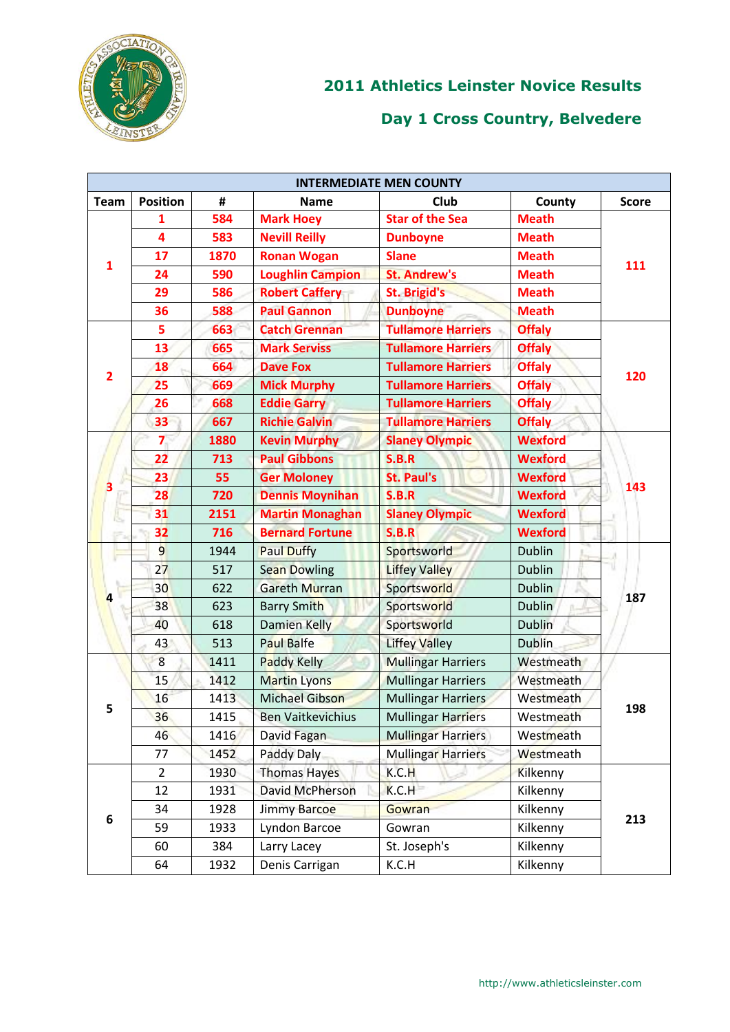## 2011 Athletics Leinster Novice Results

## Day 1 Cross Country, Belvedere

| INTERMEDIATE MEN COUNTY | | | | | | |
|---|---|---|---|---|---|---|
| Team | Position | # | Name | Club | County | Score |
| 1 | 1 | 584 | Mark Hoey | Star of the Sea | Meath | 111 |
| | 4 | 583 | Nevill Reilly | Dunboyne | Meath | |
| | 17 | 1870 | Ronan Wogan | Slane | Meath | |
| | 24 | 590 | Loughlin Campion | St. Andrew's | Meath | |
| | 29 | 586 | Robert Caffery | St. Brigid's | Meath | |
| | 36 | 588 | Paul Gannon | Dunboyne | Meath | |
| 2 | 5 | 663 | Catch Grennan | Tullamore Harriers | Offaly | 120 |
| | 13 | 665 | Mark Serviss | Tullamore Harriers | Offaly | |
| | 18 | 664 | Dave Fox | Tullamore Harriers | Offaly | |
| | 25 | 669 | Mick Murphy | Tullamore Harriers | Offaly | |
| | 26 | 668 | Eddie Garry | Tullamore Harriers | Offaly | |
| | 33 | 667 | Richie Galvin | Tullamore Harriers | Offaly | |
| 3 | 7 | 1880 | Kevin Murphy | Slaney Olympic | Wexford | 143 |
| | 22 | 713 | Paul Gibbons | S.B.R | Wexford | |
| | 23 | 55 | Ger Moloney | St. Paul's | Wexford | |
| | 28 | 720 | Dennis Moynihan | S.B.R | Wexford | |
| | 31 | 2151 | Martin Monaghan | Slaney Olympic | Wexford | |
| | 32 | 716 | Bernard Fortune | S.B.R | Wexford | |
| 4 | 9 | 1944 | Paul Duffy | Sportsworld | Dublin | 187 |
| | 27 | 517 | Sean Dowling | Liffey Valley | Dublin | |
| | 30 | 622 | Gareth Murran | Sportsworld | Dublin | |
| | 38 | 623 | Barry Smith | Sportsworld | Dublin | |
| | 40 | 618 | Damien Kelly | Sportsworld | Dublin | |
| | 43 | 513 | Paul Balfe | Liffey Valley | Dublin | |
| 5 | 8 | 1411 | Paddy Kelly | Mullingar Harriers | Westmeath | 198 |
| | 15 | 1412 | Martin Lyons | Mullingar Harriers | Westmeath | |
| | 16 | 1413 | Michael Gibson | Mullingar Harriers | Westmeath | |
| | 36 | 1415 | Ben Vaitkevichius | Mullingar Harriers | Westmeath | |
| | 46 | 1416 | David Fagan | Mullingar Harriers | Westmeath | |
| | 77 | 1452 | Paddy Daly | Mullingar Harriers | Westmeath | |
| 6 | 2 | 1930 | Thomas Hayes | K.C.H | Kilkenny | 213 |
| | 12 | 1931 | David McPherson | K.C.H | Kilkenny | |
| | 34 | 1928 | Jimmy Barcoe | Gowran | Kilkenny | |
| | 59 | 1933 | Lyndon Barcoe | Gowran | Kilkenny | |
| | 60 | 384 | Larry Lacey | St. Joseph's | Kilkenny | |
| | 64 | 1932 | Denis Carrigan | K.C.H | Kilkenny | |

http://www.athleticsleinster.com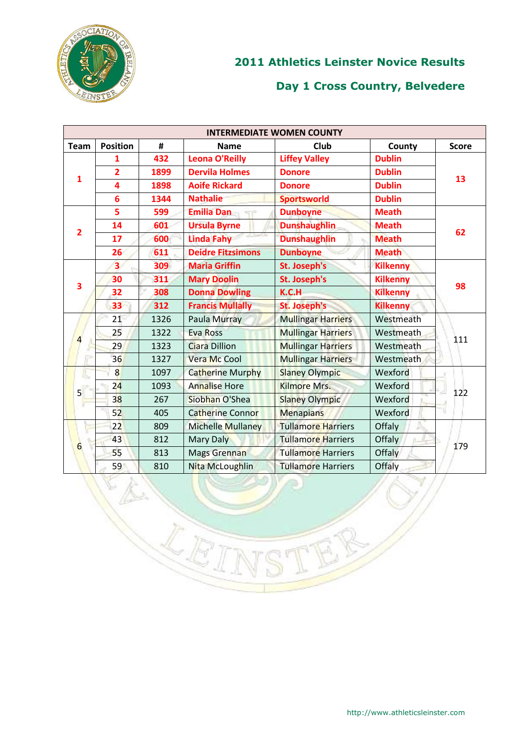## 2011 Athletics Leinster Novice Results

## Day 1 Cross Country, Belvedere

| INTERMEDIATE WOMEN COUNTY | | | | | | |
|---|---|---|---|---|---|---|
| Team | Position | # | Name | Club | County | Score |
| 1 | 1 | 432 | Leona O'Reilly | Liffey Valley | Dublin | 13 |
| | 2 | 1899 | Dervila Holmes | Donore | Dublin | |
| | 4 | 1898 | Aoife Rickard | Donore | Dublin | |
| | 6 | 1344 | Nathalie | Sportsworld | Dublin | |
| 2 | 5 | 599 | Emilia Dan | Dunboyne | Meath | 62 |
| | 14 | 601 | Ursula Byrne | Dunshaughlin | Meath | |
| | 17 | 600 | Linda Fahy | Dunshaughlin | Meath | |
| | 26 | 611 | Deidre Fitzsimons | Dunboyne | Meath | |
| 3 | 3 | 309 | Maria Griffin | St. Joseph's | Kilkenny | 98 |
| | 30 | 311 | Mary Doolin | St. Joseph's | Kilkenny | |
| | 32 | 308 | Donna Dowling | K.C.H | Kilkenny | |
| | 33 | 312 | Francis Mullally | St. Joseph's | Kilkenny | |
| 4 | 21 | 1326 | Paula Murray | Mullingar Harriers | Westmeath | 111 |
| | 25 | 1322 | Eva Ross | Mullingar Harriers | Westmeath | |
| | 29 | 1323 | Ciara Dillion | Mullingar Harriers | Westmeath | |
| | 36 | 1327 | Vera Mc Cool | Mullingar Harriers | Westmeath | |
| 5 | 8 | 1097 | Catherine Murphy | Slaney Olympic | Wexford | 122 |
| | 24 | 1093 | Annalise Hore | Kilmore Mrs. | Wexford | |
| | 38 | 267 | Siobhan O'Shea | Slaney Olympic | Wexford | |
| | 52 | 405 | Catherine Connor | Menapians | Wexford | |
| 6 | 22 | 809 | Michelle Mullaney | Tullamore Harriers | Offaly | 179 |
| | 43 | 812 | Mary Daly | Tullamore Harriers | Offaly | |
| | 55 | 813 | Mags Grennan | Tullamore Harriers | Offaly | |
| | 59 | 810 | Nita McLoughlin | Tullamore Harriers | Offaly | |

http://www.athleticsleinster.com